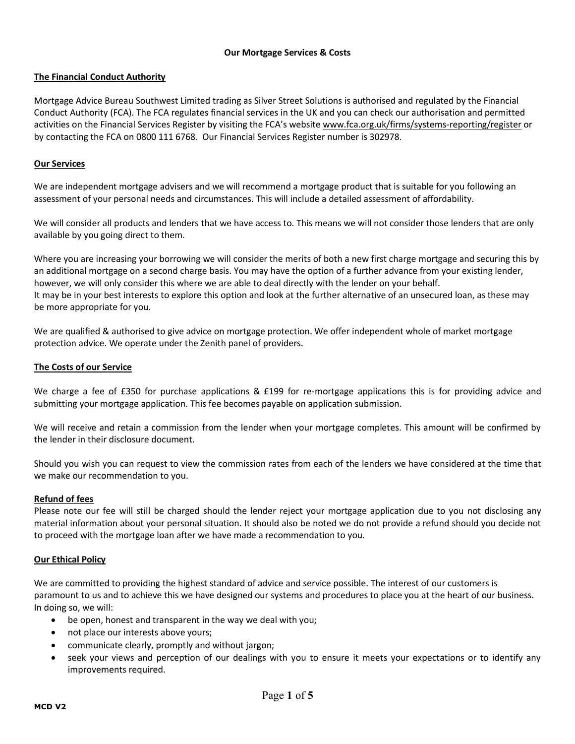# Our Mortgage Services & Costs

## The Financial Conduct Authority

Mortgage Advice Bureau Southwest Limited trading as Silver Street Solutions is authorised and regulated by the Financial Conduct Authority (FCA). The FCA regulates financial services in the UK and you can check our authorisation and permitted activities on the Financial Services Register by visiting the FCA's website www.fca.org.uk/firms/systems-reporting/register or by contacting the FCA on 0800 111 6768. Our Financial Services Register number is 302978.

## Our Services

We are independent mortgage advisers and we will recommend a mortgage product that is suitable for you following an assessment of your personal needs and circumstances. This will include a detailed assessment of affordability.

We will consider all products and lenders that we have access to. This means we will not consider those lenders that are only available by you going direct to them.

Where you are increasing your borrowing we will consider the merits of both a new first charge mortgage and securing this by an additional mortgage on a second charge basis. You may have the option of a further advance from your existing lender, however, we will only consider this where we are able to deal directly with the lender on your behalf.
It may be in your best interests to explore this option and look at the further alternative of an unsecured loan, as these may be more appropriate for you.

We are qualified & authorised to give advice on mortgage protection. We offer independent whole of market mortgage protection advice. We operate under the Zenith panel of providers.

## The Costs of our Service

We charge a fee of £350 for purchase applications & £199 for re-mortgage applications this is for providing advice and submitting your mortgage application. This fee becomes payable on application submission.

We will receive and retain a commission from the lender when your mortgage completes. This amount will be confirmed by the lender in their disclosure document.

Should you wish you can request to view the commission rates from each of the lenders we have considered at the time that we make our recommendation to you.

## Refund of fees

Please note our fee will still be charged should the lender reject your mortgage application due to you not disclosing any material information about your personal situation. It should also be noted we do not provide a refund should you decide not to proceed with the mortgage loan after we have made a recommendation to you.

## Our Ethical Policy

We are committed to providing the highest standard of advice and service possible. The interest of our customers is paramount to us and to achieve this we have designed our systems and procedures to place you at the heart of our business. In doing so, we will:

- be open, honest and transparent in the way we deal with you;
- not place our interests above yours;
- communicate clearly, promptly and without jargon;
- seek your views and perception of our dealings with you to ensure it meets your expectations or to identify any improvements required.

MCD V2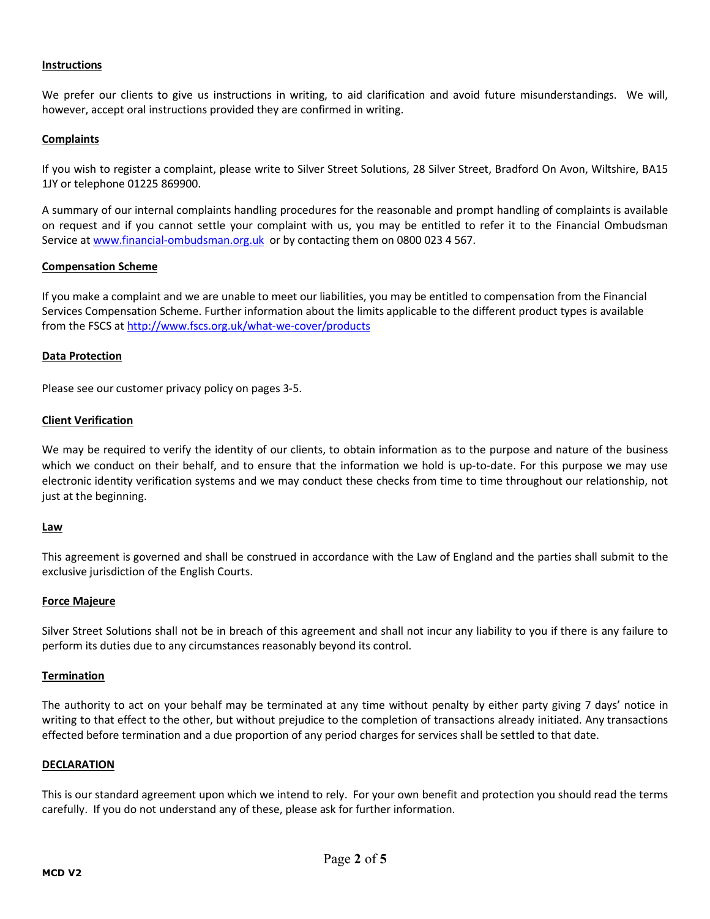**Instructions**

We prefer our clients to give us instructions in writing, to aid clarification and avoid future misunderstandings. We will, however, accept oral instructions provided they are confirmed in writing.

**Complaints**

If you wish to register a complaint, please write to Silver Street Solutions, 28 Silver Street, Bradford On Avon, Wiltshire, BA15 1JY or telephone 01225 869900.

A summary of our internal complaints handling procedures for the reasonable and prompt handling of complaints is available on request and if you cannot settle your complaint with us, you may be entitled to refer it to the Financial Ombudsman Service at [www.financial-ombudsman.org.uk](http://www.financial-ombudsman.org.uk) or by contacting them on 0800 023 4 567.

**Compensation Scheme**

If you make a complaint and we are unable to meet our liabilities, you may be entitled to compensation from the Financial Services Compensation Scheme. Further information about the limits applicable to the different product types is available from the FSCS at [http://www.fscs.org.uk/what-we-cover/products](http://www.fscs.org.uk/what-we-cover/products)

**Data Protection**

Please see our customer privacy policy on pages 3-5.

**Client Verification**

We may be required to verify the identity of our clients, to obtain information as to the purpose and nature of the business which we conduct on their behalf, and to ensure that the information we hold is up-to-date. For this purpose we may use electronic identity verification systems and we may conduct these checks from time to time throughout our relationship, not just at the beginning.

**Law**

This agreement is governed and shall be construed in accordance with the Law of England and the parties shall submit to the exclusive jurisdiction of the English Courts.

**Force Majeure**

Silver Street Solutions shall not be in breach of this agreement and shall not incur any liability to you if there is any failure to perform its duties due to any circumstances reasonably beyond its control.

**Termination**

The authority to act on your behalf may be terminated at any time without penalty by either party giving 7 days' notice in writing to that effect to the other, but without prejudice to the completion of transactions already initiated. Any transactions effected before termination and a due proportion of any period charges for services shall be settled to that date.

**DECLARATION**

This is our standard agreement upon which we intend to rely. For your own benefit and protection you should read the terms carefully. If you do not understand any of these, please ask for further information.

MCD V2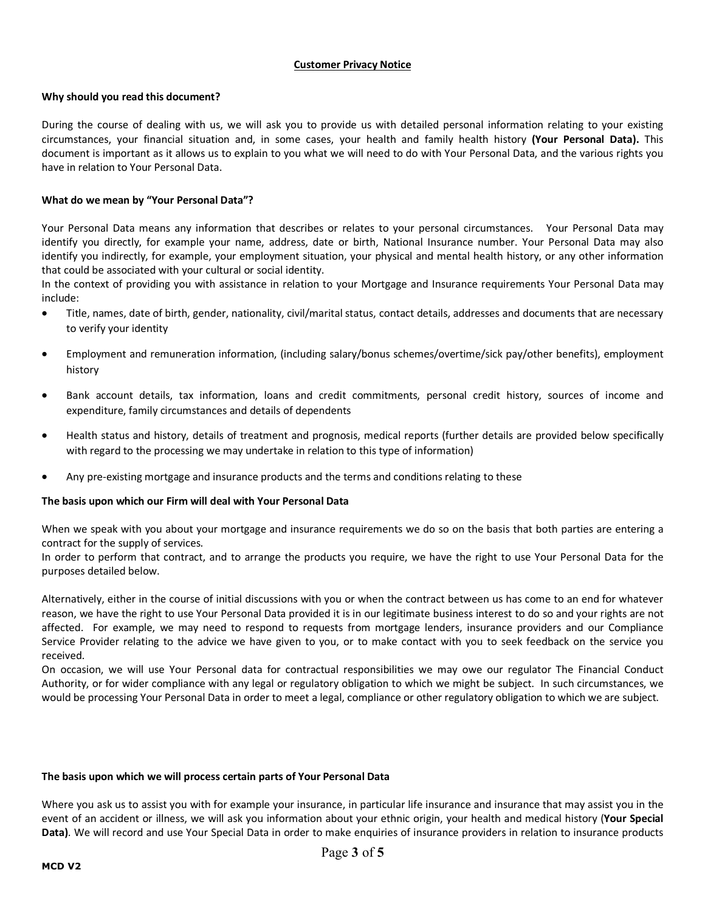## Customer Privacy Notice

**Why should you read this document?**

During the course of dealing with us, we will ask you to provide us with detailed personal information relating to your existing circumstances, your financial situation and, in some cases, your health and family health history **(Your Personal Data).** This document is important as it allows us to explain to you what we will need to do with Your Personal Data, and the various rights you have in relation to Your Personal Data.

**What do we mean by "Your Personal Data"?**

Your Personal Data means any information that describes or relates to your personal circumstances. Your Personal Data may identify you directly, for example your name, address, date or birth, National Insurance number. Your Personal Data may also identify you indirectly, for example, your employment situation, your physical and mental health history, or any other information that could be associated with your cultural or social identity.

In the context of providing you with assistance in relation to your Mortgage and Insurance requirements Your Personal Data may include:

- Title, names, date of birth, gender, nationality, civil/marital status, contact details, addresses and documents that are necessary to verify your identity
- Employment and remuneration information, (including salary/bonus schemes/overtime/sick pay/other benefits), employment history
- Bank account details, tax information, loans and credit commitments, personal credit history, sources of income and expenditure, family circumstances and details of dependents
- Health status and history, details of treatment and prognosis, medical reports (further details are provided below specifically with regard to the processing we may undertake in relation to this type of information)
- Any pre-existing mortgage and insurance products and the terms and conditions relating to these

**The basis upon which our Firm will deal with Your Personal Data**

When we speak with you about your mortgage and insurance requirements we do so on the basis that both parties are entering a contract for the supply of services.

In order to perform that contract, and to arrange the products you require, we have the right to use Your Personal Data for the purposes detailed below.

Alternatively, either in the course of initial discussions with you or when the contract between us has come to an end for whatever reason, we have the right to use Your Personal Data provided it is in our legitimate business interest to do so and your rights are not affected. For example, we may need to respond to requests from mortgage lenders, insurance providers and our Compliance Service Provider relating to the advice we have given to you, or to make contact with you to seek feedback on the service you received.

On occasion, we will use Your Personal data for contractual responsibilities we may owe our regulator The Financial Conduct Authority, or for wider compliance with any legal or regulatory obligation to which we might be subject. In such circumstances, we would be processing Your Personal Data in order to meet a legal, compliance or other regulatory obligation to which we are subject.

**The basis upon which we will process certain parts of Your Personal Data**

Where you ask us to assist you with for example your insurance, in particular life insurance and insurance that may assist you in the event of an accident or illness, we will ask you information about your ethnic origin, your health and medical history (**Your Special Data)**. We will record and use Your Special Data in order to make enquiries of insurance providers in relation to insurance products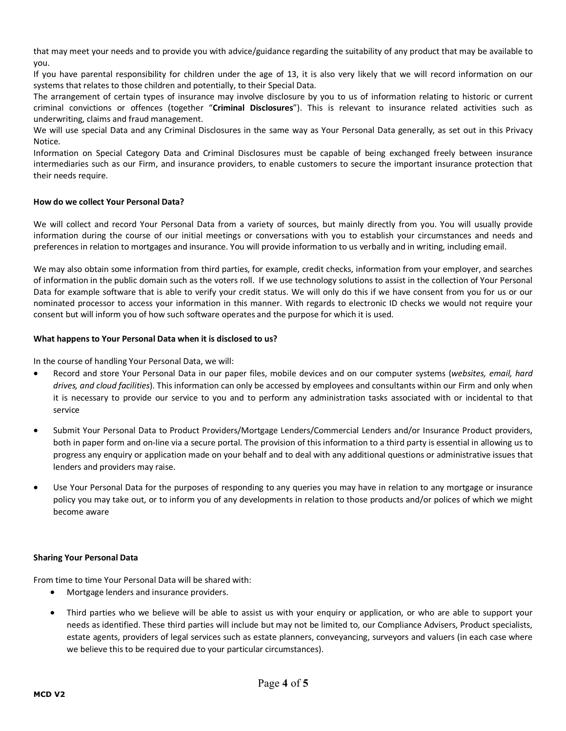that may meet your needs and to provide you with advice/guidance regarding the suitability of any product that may be available to you.

If you have parental responsibility for children under the age of 13, it is also very likely that we will record information on our systems that relates to those children and potentially, to their Special Data.

The arrangement of certain types of insurance may involve disclosure by you to us of information relating to historic or current criminal convictions or offences (together "**Criminal Disclosures**"). This is relevant to insurance related activities such as underwriting, claims and fraud management.

We will use special Data and any Criminal Disclosures in the same way as Your Personal Data generally, as set out in this Privacy Notice.

Information on Special Category Data and Criminal Disclosures must be capable of being exchanged freely between insurance intermediaries such as our Firm, and insurance providers, to enable customers to secure the important insurance protection that their needs require.

**How do we collect Your Personal Data?**

We will collect and record Your Personal Data from a variety of sources, but mainly directly from you. You will usually provide information during the course of our initial meetings or conversations with you to establish your circumstances and needs and preferences in relation to mortgages and insurance. You will provide information to us verbally and in writing, including email.

We may also obtain some information from third parties, for example, credit checks, information from your employer, and searches of information in the public domain such as the voters roll. If we use technology solutions to assist in the collection of Your Personal Data for example software that is able to verify your credit status. We will only do this if we have consent from you for us or our nominated processor to access your information in this manner. With regards to electronic ID checks we would not require your consent but will inform you of how such software operates and the purpose for which it is used.

**What happens to Your Personal Data when it is disclosed to us?**

In the course of handling Your Personal Data, we will:

- Record and store Your Personal Data in our paper files, mobile devices and on our computer systems (*websites, email, hard drives, and cloud facilities*). This information can only be accessed by employees and consultants within our Firm and only when it is necessary to provide our service to you and to perform any administration tasks associated with or incidental to that service

- Submit Your Personal Data to Product Providers/Mortgage Lenders/Commercial Lenders and/or Insurance Product providers, both in paper form and on-line via a secure portal. The provision of this information to a third party is essential in allowing us to progress any enquiry or application made on your behalf and to deal with any additional questions or administrative issues that lenders and providers may raise.

- Use Your Personal Data for the purposes of responding to any queries you may have in relation to any mortgage or insurance policy you may take out, or to inform you of any developments in relation to those products and/or polices of which we might become aware

**Sharing Your Personal Data**

From time to time Your Personal Data will be shared with:

- Mortgage lenders and insurance providers.

- Third parties who we believe will be able to assist us with your enquiry or application, or who are able to support your needs as identified. These third parties will include but may not be limited to, our Compliance Advisers, Product specialists, estate agents, providers of legal services such as estate planners, conveyancing, surveyors and valuers (in each case where we believe this to be required due to your particular circumstances).

MCD V2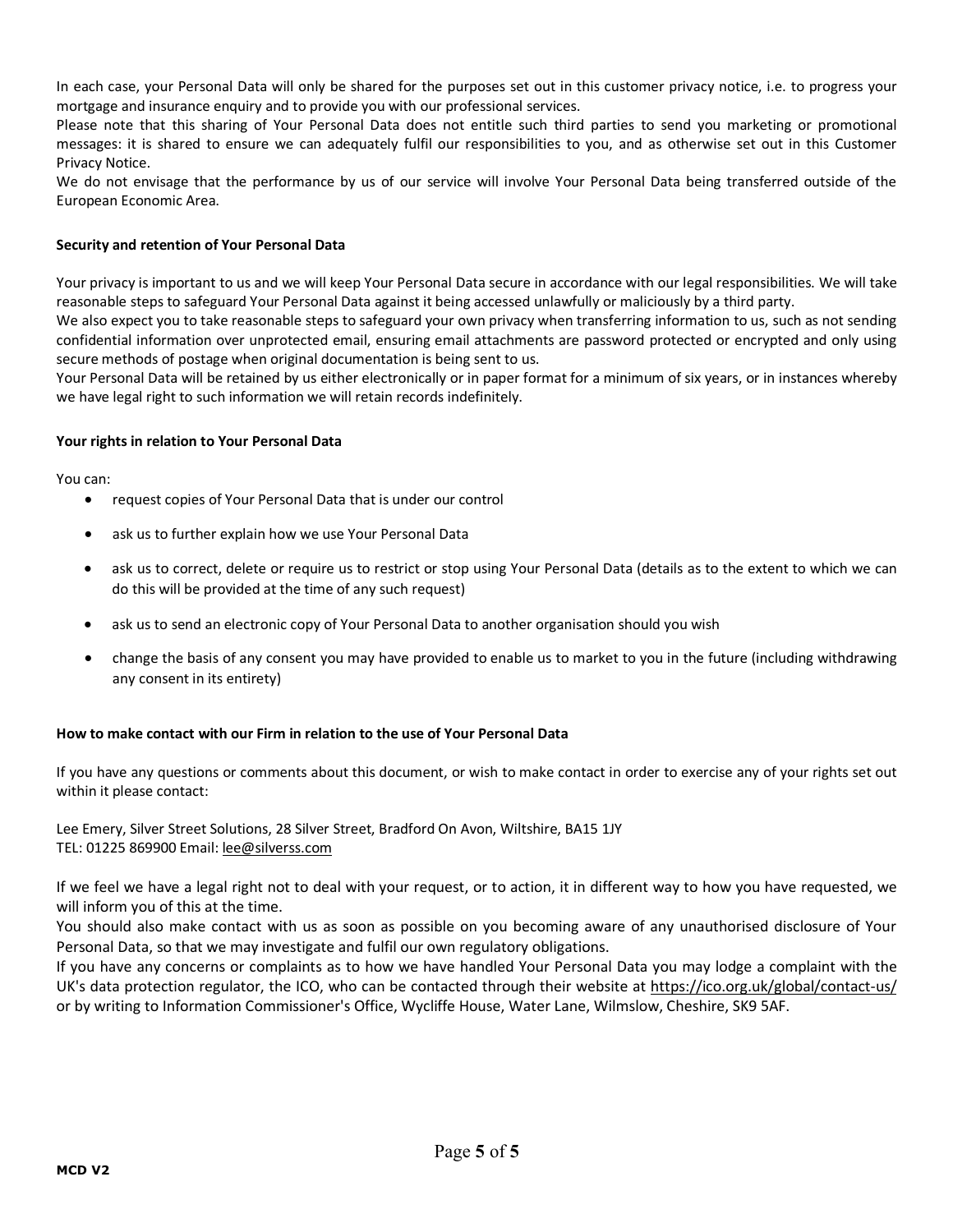In each case, your Personal Data will only be shared for the purposes set out in this customer privacy notice, i.e. to progress your mortgage and insurance enquiry and to provide you with our professional services.
Please note that this sharing of Your Personal Data does not entitle such third parties to send you marketing or promotional messages: it is shared to ensure we can adequately fulfil our responsibilities to you, and as otherwise set out in this Customer Privacy Notice.
We do not envisage that the performance by us of our service will involve Your Personal Data being transferred outside of the European Economic Area.

**Security and retention of Your Personal Data**

Your privacy is important to us and we will keep Your Personal Data secure in accordance with our legal responsibilities. We will take reasonable steps to safeguard Your Personal Data against it being accessed unlawfully or maliciously by a third party.
We also expect you to take reasonable steps to safeguard your own privacy when transferring information to us, such as not sending confidential information over unprotected email, ensuring email attachments are password protected or encrypted and only using secure methods of postage when original documentation is being sent to us.
Your Personal Data will be retained by us either electronically or in paper format for a minimum of six years, or in instances whereby we have legal right to such information we will retain records indefinitely.

**Your rights in relation to Your Personal Data**

You can:

- request copies of Your Personal Data that is under our control
- ask us to further explain how we use Your Personal Data
- ask us to correct, delete or require us to restrict or stop using Your Personal Data (details as to the extent to which we can do this will be provided at the time of any such request)
- ask us to send an electronic copy of Your Personal Data to another organisation should you wish
- change the basis of any consent you may have provided to enable us to market to you in the future (including withdrawing any consent in its entirety)

**How to make contact with our Firm in relation to the use of Your Personal Data**

If you have any questions or comments about this document, or wish to make contact in order to exercise any of your rights set out within it please contact:

Lee Emery, Silver Street Solutions, 28 Silver Street, Bradford On Avon, Wiltshire, BA15 1JY
TEL: 01225 869900 Email: lee@silverss.com

If we feel we have a legal right not to deal with your request, or to action, it in different way to how you have requested, we will inform you of this at the time.
You should also make contact with us as soon as possible on you becoming aware of any unauthorised disclosure of Your Personal Data, so that we may investigate and fulfil our own regulatory obligations.
If you have any concerns or complaints as to how we have handled Your Personal Data you may lodge a complaint with the UK's data protection regulator, the ICO, who can be contacted through their website at https://ico.org.uk/global/contact-us/ or by writing to Information Commissioner's Office, Wycliffe House, Water Lane, Wilmslow, Cheshire, SK9 5AF.

**MCD V2**